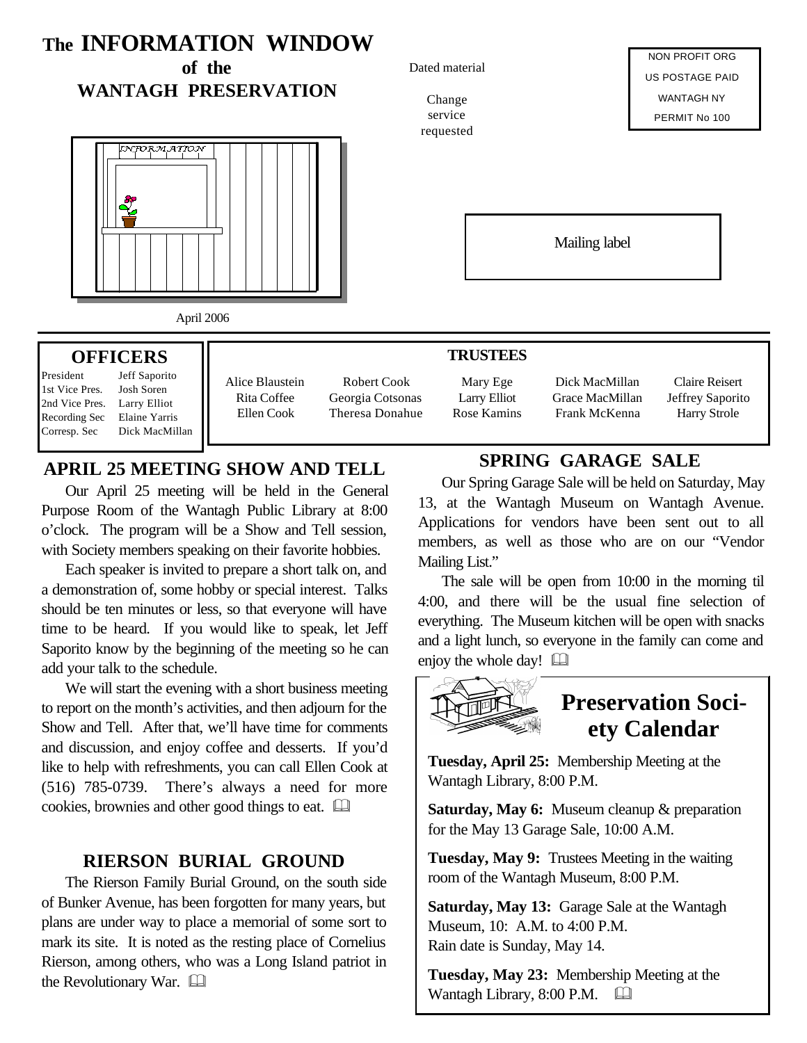# The INFORMATION WINDOW of the WANTAGH PRESERVATION

Dated material

Change service requested

NON PROFIT ORG
US POSTAGE PAID
WANTAGH NY
PERMIT No 100

Mailing label

April 2006

## OFFICERS

| | |
|---|---|
| President | Jeff Saporito |
| 1st Vice Pres. | Josh Soren |
| 2nd Vice Pres. | Larry Elliot |
| Recording Sec | Elaine Yarris |
| Corresp. Sec | Dick MacMillan |

## TRUSTEES

| | | | | |
|---|---|---|---|---|
| Alice Blaustein | Robert Cook | Mary Ege | Dick MacMillan | Claire Reisert |
| Rita Coffee | Georgia Cotsonas | Larry Elliot | Grace MacMillan | Jeffrey Saporito |
| Ellen Cook | Theresa Donahue | Rose Kamins | Frank McKenna | Harry Strole |

## APRIL 25 MEETING SHOW AND TELL

Our April 25 meeting will be held in the General Purpose Room of the Wantagh Public Library at 8:00 o'clock. The program will be a Show and Tell session, with Society members speaking on their favorite hobbies.

Each speaker is invited to prepare a short talk on, and a demonstration of, some hobby or special interest. Talks should be ten minutes or less, so that everyone will have time to be heard. If you would like to speak, let Jeff Saporito know by the beginning of the meeting so he can add your talk to the schedule.

We will start the evening with a short business meeting to report on the month's activities, and then adjourn for the Show and Tell. After that, we'll have time for comments and discussion, and enjoy coffee and desserts. If you'd like to help with refreshments, you can call Ellen Cook at (516) 785-0739. There's always a need for more cookies, brownies and other good things to eat.

## RIERSON BURIAL GROUND

The Rierson Family Burial Ground, on the south side of Bunker Avenue, has been forgotten for many years, but plans are under way to place a memorial of some sort to mark its site. It is noted as the resting place of Cornelius Rierson, among others, who was a Long Island patriot in the Revolutionary War.

## SPRING GARAGE SALE

Our Spring Garage Sale will be held on Saturday, May 13, at the Wantagh Museum on Wantagh Avenue. Applications for vendors have been sent out to all members, as well as those who are on our "Vendor Mailing List."

The sale will be open from 10:00 in the morning til 4:00, and there will be the usual fine selection of everything. The Museum kitchen will be open with snacks and a light lunch, so everyone in the family can come and enjoy the whole day!

## Preservation Society Calendar

**Tuesday, April 25:** Membership Meeting at the Wantagh Library, 8:00 P.M.

**Saturday, May 6:** Museum cleanup & preparation for the May 13 Garage Sale, 10:00 A.M.

**Tuesday, May 9:** Trustees Meeting in the waiting room of the Wantagh Museum, 8:00 P.M.

**Saturday, May 13:** Garage Sale at the Wantagh Museum, 10: A.M. to 4:00 P.M.
Rain date is Sunday, May 14.

**Tuesday, May 23:** Membership Meeting at the Wantagh Library, 8:00 P.M.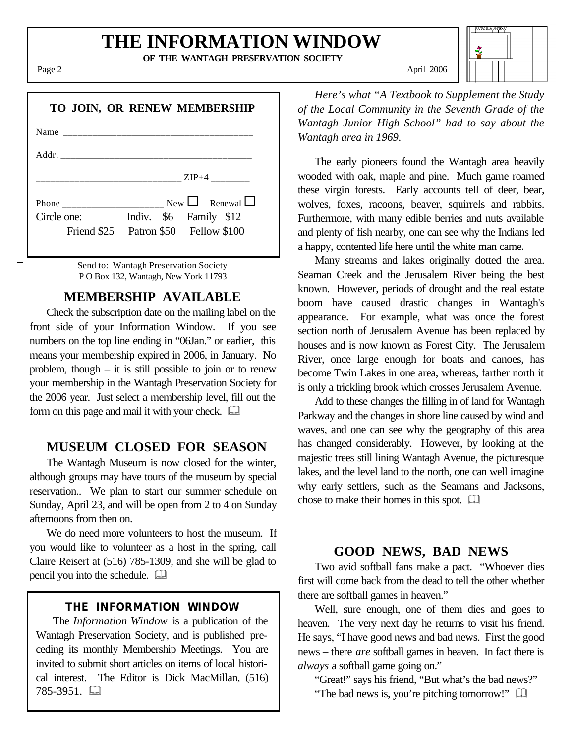# THE INFORMATION WINDOW

**OF THE WANTAGH PRESERVATION SOCIETY**

April 2006

### TO JOIN, OR RENEW MEMBERSHIP

Name ______________________________________

Addr. ______________________________________

____________________________ ZIP+4 ________

Phone ____________________ New ☐ Renewal ☐

Circle one: Indiv. $6 Family $12

Friend $25 Patron $50 Fellow $100

Send to: Wantagh Preservation Society
P O Box 132, Wantagh, New York 11793

## MEMBERSHIP AVAILABLE

Check the subscription date on the mailing label on the front side of your Information Window. If you see numbers on the top line ending in "06Jan." or earlier, this means your membership expired in 2006, in January. No problem, though – it is still possible to join or to renew your membership in the Wantagh Preservation Society for the 2006 year. Just select a membership level, fill out the form on this page and mail it with your check. 🕮

## MUSEUM CLOSED FOR SEASON

The Wantagh Museum is now closed for the winter, although groups may have tours of the museum by special reservation.. We plan to start our summer schedule on Sunday, April 23, and will be open from 2 to 4 on Sunday afternoons from then on.

We do need more volunteers to host the museum. If you would like to volunteer as a host in the spring, call Claire Reisert at (516) 785-1309, and she will be glad to pencil you into the schedule. 🕮

### THE INFORMATION WINDOW

The *Information Window* is a publication of the Wantagh Preservation Society, and is published preceding its monthly Membership Meetings. You are invited to submit short articles on items of local historical interest. The Editor is Dick MacMillan, (516) 785-3951. 🕮

*Here's what "A Textbook to Supplement the Study of the Local Community in the Seventh Grade of the Wantagh Junior High School" had to say about the Wantagh area in 1969.*

The early pioneers found the Wantagh area heavily wooded with oak, maple and pine. Much game roamed these virgin forests. Early accounts tell of deer, bear, wolves, foxes, racoons, beaver, squirrels and rabbits. Furthermore, with many edible berries and nuts available and plenty of fish nearby, one can see why the Indians led a happy, contented life here until the white man came.

Many streams and lakes originally dotted the area. Seaman Creek and the Jerusalem River being the best known. However, periods of drought and the real estate boom have caused drastic changes in Wantagh's appearance. For example, what was once the forest section north of Jerusalem Avenue has been replaced by houses and is now known as Forest City. The Jerusalem River, once large enough for boats and canoes, has become Twin Lakes in one area, whereas, farther north it is only a trickling brook which crosses Jerusalem Avenue.

Add to these changes the filling in of land for Wantagh Parkway and the changes in shore line caused by wind and waves, and one can see why the geography of this area has changed considerably. However, by looking at the majestic trees still lining Wantagh Avenue, the picturesque lakes, and the level land to the north, one can well imagine why early settlers, such as the Seamans and Jacksons, chose to make their homes in this spot. 🕮

## GOOD NEWS, BAD NEWS

Two avid softball fans make a pact. "Whoever dies first will come back from the dead to tell the other whether there are softball games in heaven."

Well, sure enough, one of them dies and goes to heaven. The very next day he returns to visit his friend. He says, "I have good news and bad news. First the good news – there *are* softball games in heaven. In fact there is *always* a softball game going on."

"Great!" says his friend, "But what's the bad news?"

"The bad news is, you're pitching tomorrow!" 🕮